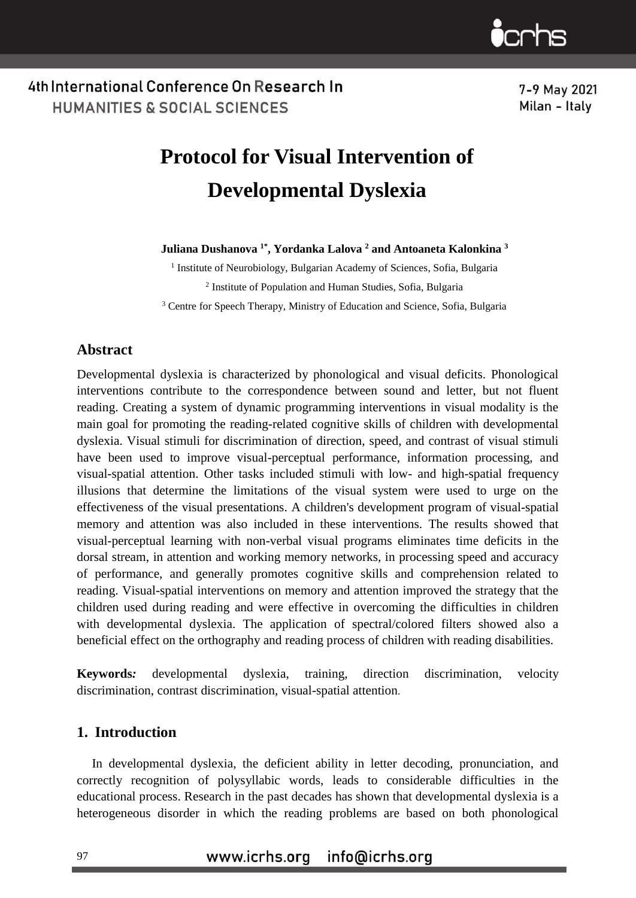# Protocol for Visual Intervention of Developmental Dyslexia

**Juliana Dushanova [1*], Yordanka Lalova [2] and Antoaneta Kalonkina [3]**

[1] Institute of Neurobiology, Bulgarian Academy of Sciences, Sofia, Bulgaria

[2] Institute of Population and Human Studies, Sofia, Bulgaria

[3] Centre for Speech Therapy, Ministry of Education and Science, Sofia, Bulgaria

## Abstract

Developmental dyslexia is characterized by phonological and visual deficits. Phonological interventions contribute to the correspondence between sound and letter, but not fluent reading. Creating a system of dynamic programming interventions in visual modality is the main goal for promoting the reading-related cognitive skills of children with developmental dyslexia. Visual stimuli for discrimination of direction, speed, and contrast of visual stimuli have been used to improve visual-perceptual performance, information processing, and visual-spatial attention. Other tasks included stimuli with low- and high-spatial frequency illusions that determine the limitations of the visual system were used to urge on the effectiveness of the visual presentations. A children's development program of visual-spatial memory and attention was also included in these interventions. The results showed that visual-perceptual learning with non-verbal visual programs eliminates time deficits in the dorsal stream, in attention and working memory networks, in processing speed and accuracy of performance, and generally promotes cognitive skills and comprehension related to reading. Visual-spatial interventions on memory and attention improved the strategy that the children used during reading and were effective in overcoming the difficulties in children with developmental dyslexia. The application of spectral/colored filters showed also a beneficial effect on the orthography and reading process of children with reading disabilities.

**Keywords*:*** developmental dyslexia, training, direction discrimination, velocity discrimination, contrast discrimination, visual-spatial attention.

## 1. Introduction

In developmental dyslexia, the deficient ability in letter decoding, pronunciation, and correctly recognition of polysyllabic words, leads to considerable difficulties in the educational process. Research in the past decades has shown that developmental dyslexia is a heterogeneous disorder in which the reading problems are based on both phonological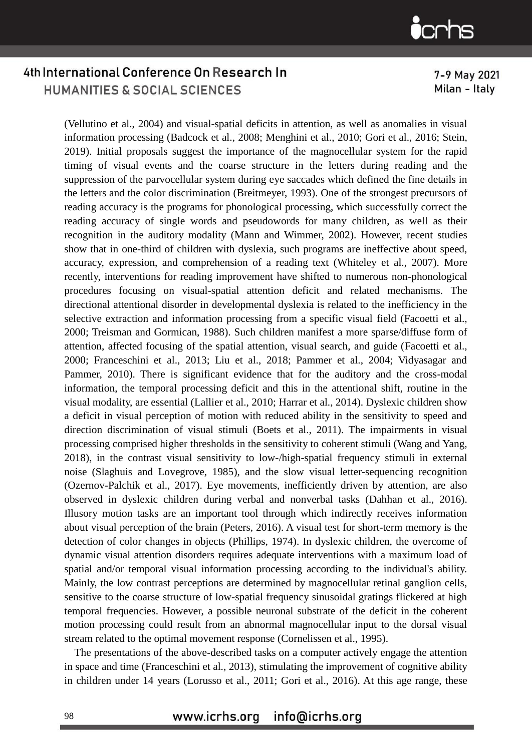(Vellutino et al., 2004) and visual-spatial deficits in attention, as well as anomalies in visual information processing (Badcock et al., 2008; Menghini et al., 2010; Gori et al., 2016; Stein, 2019). Initial proposals suggest the importance of the magnocellular system for the rapid timing of visual events and the coarse structure in the letters during reading and the suppression of the parvocellular system during eye saccades which defined the fine details in the letters and the color discrimination (Breitmeyer, 1993). One of the strongest precursors of reading accuracy is the programs for phonological processing, which successfully correct the reading accuracy of single words and pseudowords for many children, as well as their recognition in the auditory modality (Mann and Wimmer, 2002). However, recent studies show that in one-third of children with dyslexia, such programs are ineffective about speed, accuracy, expression, and comprehension of a reading text (Whiteley et al., 2007). More recently, interventions for reading improvement have shifted to numerous non-phonological procedures focusing on visual-spatial attention deficit and related mechanisms. The directional attentional disorder in developmental dyslexia is related to the inefficiency in the selective extraction and information processing from a specific visual field (Facoetti et al., 2000; Treisman and Gormican, 1988). Such children manifest a more sparse/diffuse form of attention, affected focusing of the spatial attention, visual search, and guide (Facoetti et al., 2000; Franceschini et al., 2013; Liu et al., 2018; Pammer et al., 2004; Vidyasagar and Pammer, 2010). There is significant evidence that for the auditory and the cross-modal information, the temporal processing deficit and this in the attentional shift, routine in the visual modality, are essential (Lallier et al., 2010; Harrar et al., 2014). Dyslexic children show a deficit in visual perception of motion with reduced ability in the sensitivity to speed and direction discrimination of visual stimuli (Boets et al., 2011). The impairments in visual processing comprised higher thresholds in the sensitivity to coherent stimuli (Wang and Yang, 2018), in the contrast visual sensitivity to low-/high-spatial frequency stimuli in external noise (Slaghuis and Lovegrove, 1985), and the slow visual letter-sequencing recognition (Ozernov-Palchik et al., 2017). Eye movements, inefficiently driven by attention, are also observed in dyslexic children during verbal and nonverbal tasks (Dahhan et al., 2016). Illusory motion tasks are an important tool through which indirectly receives information about visual perception of the brain (Peters, 2016). A visual test for short-term memory is the detection of color changes in objects (Phillips, 1974). In dyslexic children, the overcome of dynamic visual attention disorders requires adequate interventions with a maximum load of spatial and/or temporal visual information processing according to the individual's ability. Mainly, the low contrast perceptions are determined by magnocellular retinal ganglion cells, sensitive to the coarse structure of low-spatial frequency sinusoidal gratings flickered at high temporal frequencies. However, a possible neuronal substrate of the deficit in the coherent motion processing could result from an abnormal magnocellular input to the dorsal visual stream related to the optimal movement response (Cornelissen et al., 1995).

The presentations of the above-described tasks on a computer actively engage the attention in space and time (Franceschini et al., 2013), stimulating the improvement of cognitive ability in children under 14 years (Lorusso et al., 2011; Gori et al., 2016). At this age range, these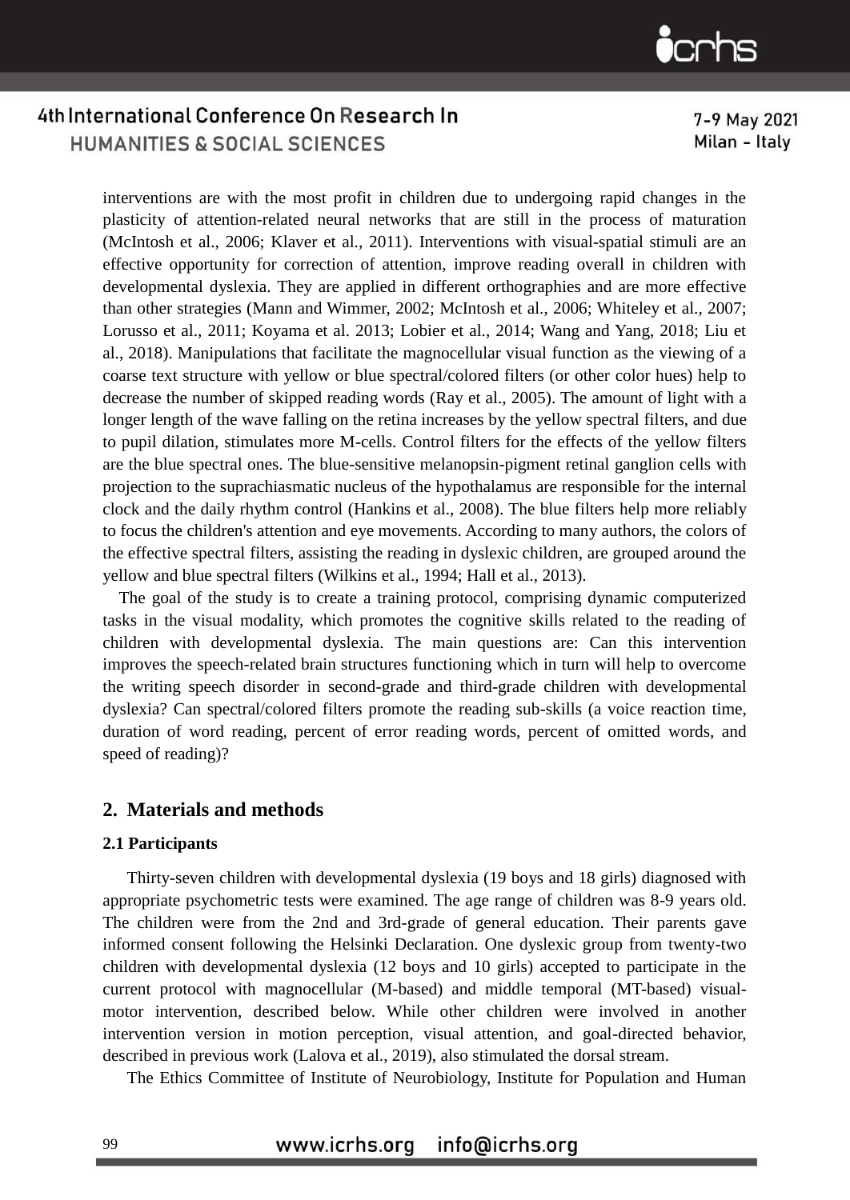interventions are with the most profit in children due to undergoing rapid changes in the plasticity of attention-related neural networks that are still in the process of maturation (McIntosh et al., 2006; Klaver et al., 2011). Interventions with visual-spatial stimuli are an effective opportunity for correction of attention, improve reading overall in children with developmental dyslexia. They are applied in different orthographies and are more effective than other strategies (Mann and Wimmer, 2002; McIntosh et al., 2006; Whiteley et al., 2007; Lorusso et al., 2011; Koyama et al. 2013; Lobier et al., 2014; Wang and Yang, 2018; Liu et al., 2018). Manipulations that facilitate the magnocellular visual function as the viewing of a coarse text structure with yellow or blue spectral/colored filters (or other color hues) help to decrease the number of skipped reading words (Ray et al., 2005). The amount of light with a longer length of the wave falling on the retina increases by the yellow spectral filters, and due to pupil dilation, stimulates more M-cells. Control filters for the effects of the yellow filters are the blue spectral ones. The blue-sensitive melanopsin-pigment retinal ganglion cells with projection to the suprachiasmatic nucleus of the hypothalamus are responsible for the internal clock and the daily rhythm control (Hankins et al., 2008). The blue filters help more reliably to focus the children's attention and eye movements. According to many authors, the colors of the effective spectral filters, assisting the reading in dyslexic children, are grouped around the yellow and blue spectral filters (Wilkins et al., 1994; Hall et al., 2013).

The goal of the study is to create a training protocol, comprising dynamic computerized tasks in the visual modality, which promotes the cognitive skills related to the reading of children with developmental dyslexia. The main questions are: Can this intervention improves the speech-related brain structures functioning which in turn will help to overcome the writing speech disorder in second-grade and third-grade children with developmental dyslexia? Can spectral/colored filters promote the reading sub-skills (a voice reaction time, duration of word reading, percent of error reading words, percent of omitted words, and speed of reading)?

## 2. Materials and methods

### 2.1 Participants

Thirty-seven children with developmental dyslexia (19 boys and 18 girls) diagnosed with appropriate psychometric tests were examined. The age range of children was 8-9 years old. The children were from the 2nd and 3rd-grade of general education. Their parents gave informed consent following the Helsinki Declaration. One dyslexic group from twenty-two children with developmental dyslexia (12 boys and 10 girls) accepted to participate in the current protocol with magnocellular (M-based) and middle temporal (MT-based) visual-motor intervention, described below. While other children were involved in another intervention version in motion perception, visual attention, and goal-directed behavior, described in previous work (Lalova et al., 2019), also stimulated the dorsal stream.

The Ethics Committee of Institute of Neurobiology, Institute for Population and Human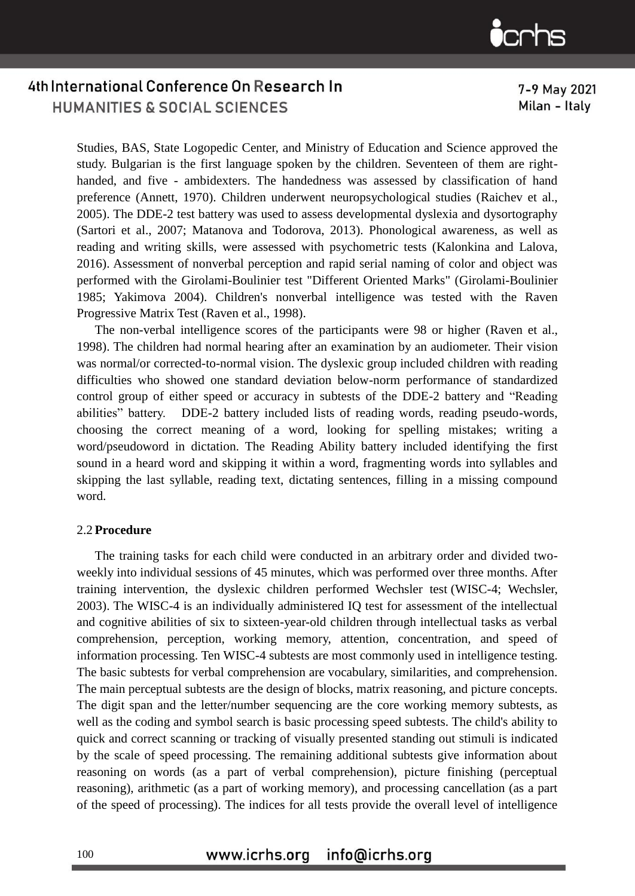Studies, BAS, State Logopedic Center, and Ministry of Education and Science approved the study. Bulgarian is the first language spoken by the children. Seventeen of them are right-handed, and five - ambidexters. The handedness was assessed by classification of hand preference (Annett, 1970). Children underwent neuropsychological studies (Raichev et al., 2005). The DDE-2 test battery was used to assess developmental dyslexia and dysortography (Sartori et al., 2007; Matanova and Todorova, 2013). Phonological awareness, as well as reading and writing skills, were assessed with psychometric tests (Kalonkina and Lalova, 2016). Assessment of nonverbal perception and rapid serial naming of color and object was performed with the Girolami-Boulinier test "Different Oriented Marks" (Girolami-Boulinier 1985; Yakimova 2004). Children's nonverbal intelligence was tested with the Raven Progressive Matrix Test (Raven et al., 1998).

The non-verbal intelligence scores of the participants were 98 or higher (Raven et al., 1998). The children had normal hearing after an examination by an audiometer. Their vision was normal/or corrected-to-normal vision. The dyslexic group included children with reading difficulties who showed one standard deviation below-norm performance of standardized control group of either speed or accuracy in subtests of the DDE-2 battery and "Reading abilities" battery. DDE-2 battery included lists of reading words, reading pseudo-words, choosing the correct meaning of a word, looking for spelling mistakes; writing a word/pseudoword in dictation. The Reading Ability battery included identifying the first sound in a heard word and skipping it within a word, fragmenting words into syllables and skipping the last syllable, reading text, dictating sentences, filling in a missing compound word.

### 2.2 Procedure

The training tasks for each child were conducted in an arbitrary order and divided two-weekly into individual sessions of 45 minutes, which was performed over three months. After training intervention, the dyslexic children performed Wechsler test (WISC-4; Wechsler, 2003). The WISC-4 is an individually administered IQ test for assessment of the intellectual and cognitive abilities of six to sixteen-year-old children through intellectual tasks as verbal comprehension, perception, working memory, attention, concentration, and speed of information processing. Ten WISC-4 subtests are most commonly used in intelligence testing. The basic subtests for verbal comprehension are vocabulary, similarities, and comprehension. The main perceptual subtests are the design of blocks, matrix reasoning, and picture concepts. The digit span and the letter/number sequencing are the core working memory subtests, as well as the coding and symbol search is basic processing speed subtests. The child's ability to quick and correct scanning or tracking of visually presented standing out stimuli is indicated by the scale of speed processing. The remaining additional subtests give information about reasoning on words (as a part of verbal comprehension), picture finishing (perceptual reasoning), arithmetic (as a part of working memory), and processing cancellation (as a part of the speed of processing). The indices for all tests provide the overall level of intelligence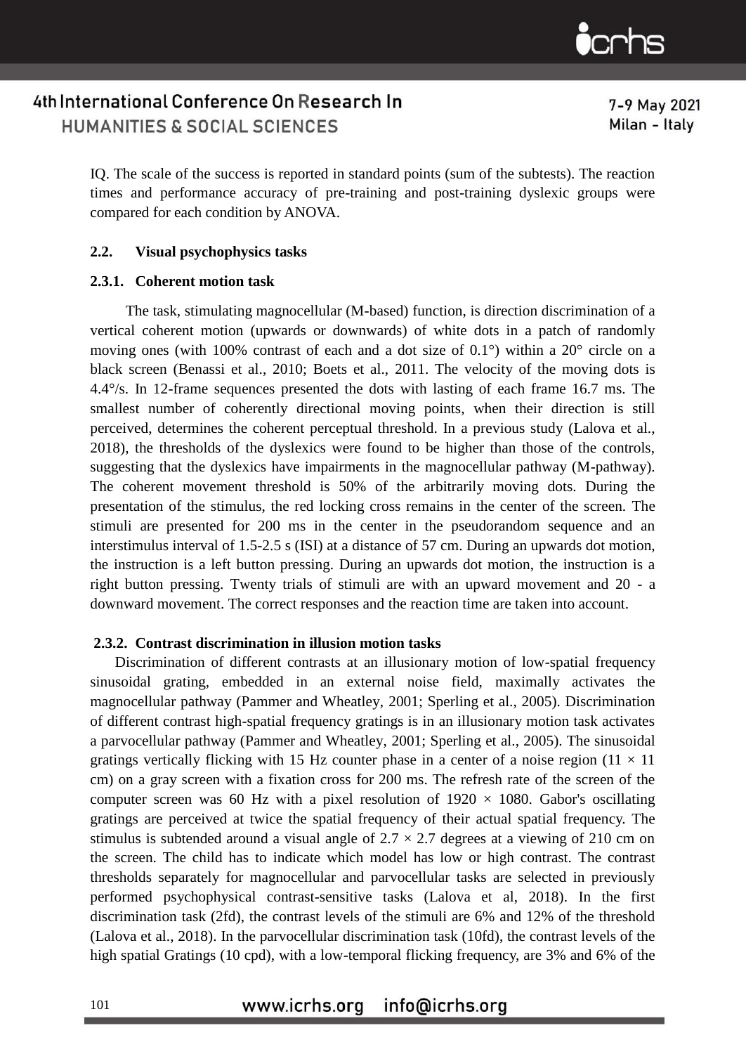IQ. The scale of the success is reported in standard points (sum of the subtests). The reaction times and performance accuracy of pre-training and post-training dyslexic groups were compared for each condition by ANOVA.

## 2.2. Visual psychophysics tasks

### 2.3.1. Coherent motion task

The task, stimulating magnocellular (M-based) function, is direction discrimination of a vertical coherent motion (upwards or downwards) of white dots in a patch of randomly moving ones (with 100% contrast of each and a dot size of 0.1°) within a 20° circle on a black screen (Benassi et al., 2010; Boets et al., 2011. The velocity of the moving dots is 4.4°/s. In 12-frame sequences presented the dots with lasting of each frame 16.7 ms. The smallest number of coherently directional moving points, when their direction is still perceived, determines the coherent perceptual threshold. In a previous study (Lalova et al., 2018), the thresholds of the dyslexics were found to be higher than those of the controls, suggesting that the dyslexics have impairments in the magnocellular pathway (M-pathway). The coherent movement threshold is 50% of the arbitrarily moving dots. During the presentation of the stimulus, the red locking cross remains in the center of the screen. The stimuli are presented for 200 ms in the center in the pseudorandom sequence and an interstimulus interval of 1.5-2.5 s (ISI) at a distance of 57 cm. During an upwards dot motion, the instruction is a left button pressing. During an upwards dot motion, the instruction is a right button pressing. Twenty trials of stimuli are with an upward movement and 20 - a downward movement. The correct responses and the reaction time are taken into account.

### 2.3.2. Contrast discrimination in illusion motion tasks

Discrimination of different contrasts at an illusionary motion of low-spatial frequency sinusoidal grating, embedded in an external noise field, maximally activates the magnocellular pathway (Pammer and Wheatley, 2001; Sperling et al., 2005). Discrimination of different contrast high-spatial frequency gratings is in an illusionary motion task activates a parvocellular pathway (Pammer and Wheatley, 2001; Sperling et al., 2005). The sinusoidal gratings vertically flicking with 15 Hz counter phase in a center of a noise region ($11 \times 11$ cm) on a gray screen with a fixation cross for 200 ms. The refresh rate of the screen of the computer screen was 60 Hz with a pixel resolution of $1920 \times 1080$. Gabor's oscillating gratings are perceived at twice the spatial frequency of their actual spatial frequency. The stimulus is subtended around a visual angle of $2.7 \times 2.7$ degrees at a viewing of 210 cm on the screen. The child has to indicate which model has low or high contrast. The contrast thresholds separately for magnocellular and parvocellular tasks are selected in previously performed psychophysical contrast-sensitive tasks (Lalova et al, 2018). In the first discrimination task (2fd), the contrast levels of the stimuli are 6% and 12% of the threshold (Lalova et al., 2018). In the parvocellular discrimination task (10fd), the contrast levels of the high spatial Gratings (10 cpd), with a low-temporal flicking frequency, are 3% and 6% of the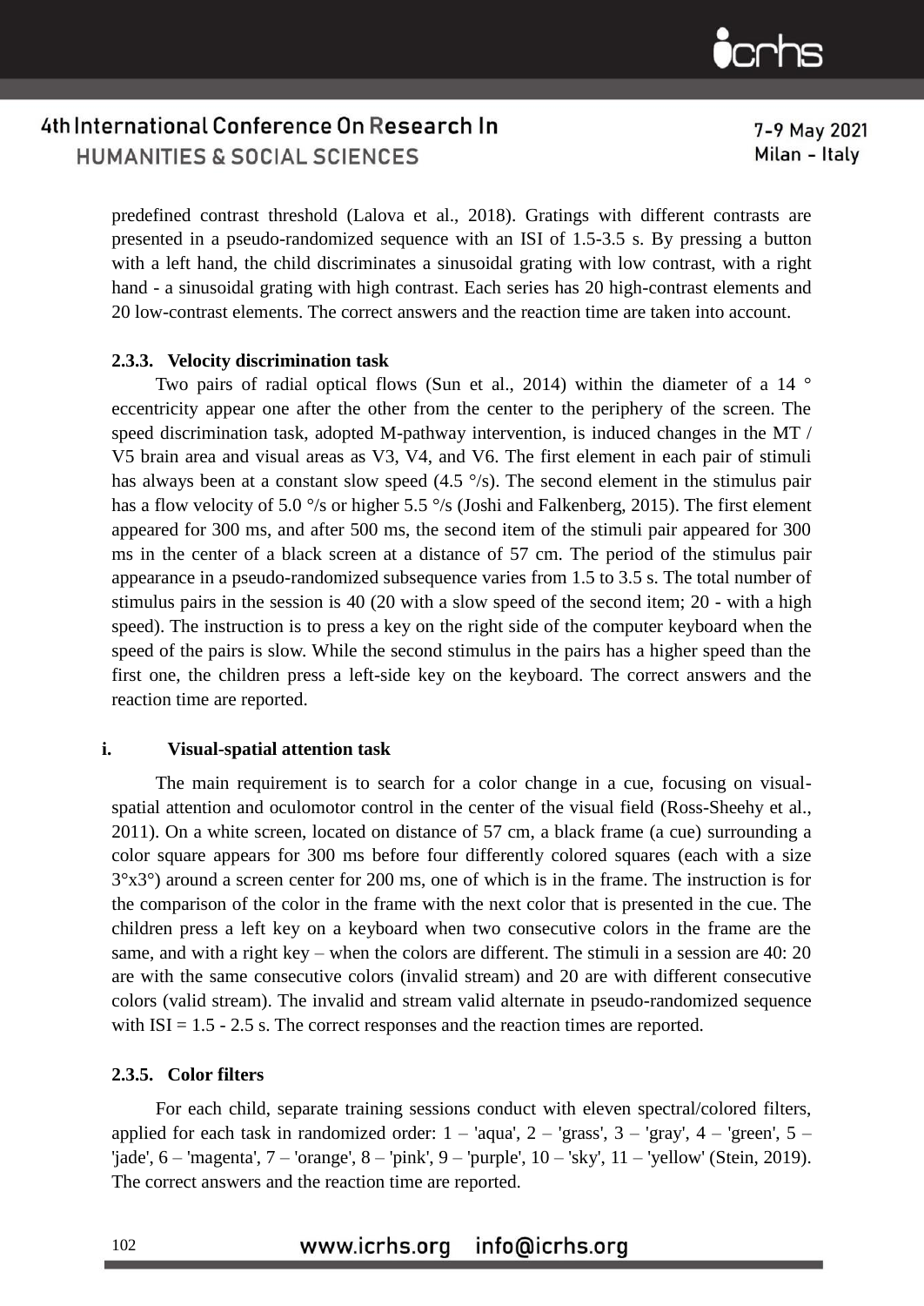predefined contrast threshold (Lalova et al., 2018). Gratings with different contrasts are presented in a pseudo-randomized sequence with an ISI of 1.5-3.5 s. By pressing a button with a left hand, the child discriminates a sinusoidal grating with low contrast, with a right hand - a sinusoidal grating with high contrast. Each series has 20 high-contrast elements and 20 low-contrast elements. The correct answers and the reaction time are taken into account.

### 2.3.3. Velocity discrimination task

Two pairs of radial optical flows (Sun et al., 2014) within the diameter of a 14 ° eccentricity appear one after the other from the center to the periphery of the screen. The speed discrimination task, adopted M-pathway intervention, is induced changes in the MT / V5 brain area and visual areas as V3, V4, and V6. The first element in each pair of stimuli has always been at a constant slow speed (4.5 °/s). The second element in the stimulus pair has a flow velocity of 5.0 °/s or higher 5.5 °/s (Joshi and Falkenberg, 2015). The first element appeared for 300 ms, and after 500 ms, the second item of the stimuli pair appeared for 300 ms in the center of a black screen at a distance of 57 cm. The period of the stimulus pair appearance in a pseudo-randomized subsequence varies from 1.5 to 3.5 s. The total number of stimulus pairs in the session is 40 (20 with a slow speed of the second item; 20 - with a high speed). The instruction is to press a key on the right side of the computer keyboard when the speed of the pairs is slow. While the second stimulus in the pairs has a higher speed than the first one, the children press a left-side key on the keyboard. The correct answers and the reaction time are reported.

### i. Visual-spatial attention task

The main requirement is to search for a color change in a cue, focusing on visual-spatial attention and oculomotor control in the center of the visual field (Ross-Sheehy et al., 2011). On a white screen, located on distance of 57 cm, a black frame (a cue) surrounding a color square appears for 300 ms before four differently colored squares (each with a size 3°x3°) around a screen center for 200 ms, one of which is in the frame. The instruction is for the comparison of the color in the frame with the next color that is presented in the cue. The children press a left key on a keyboard when two consecutive colors in the frame are the same, and with a right key – when the colors are different. The stimuli in a session are 40: 20 are with the same consecutive colors (invalid stream) and 20 are with different consecutive colors (valid stream). The invalid and stream valid alternate in pseudo-randomized sequence with ISI = 1.5 - 2.5 s. The correct responses and the reaction times are reported.

### 2.3.5. Color filters

For each child, separate training sessions conduct with eleven spectral/colored filters, applied for each task in randomized order: 1 – 'aqua', 2 – 'grass', 3 – 'gray', 4 – 'green', 5 – 'jade', 6 – 'magenta', 7 – 'orange', 8 – 'pink', 9 – 'purple', 10 – 'sky', 11 – 'yellow' (Stein, 2019). The correct answers and the reaction time are reported.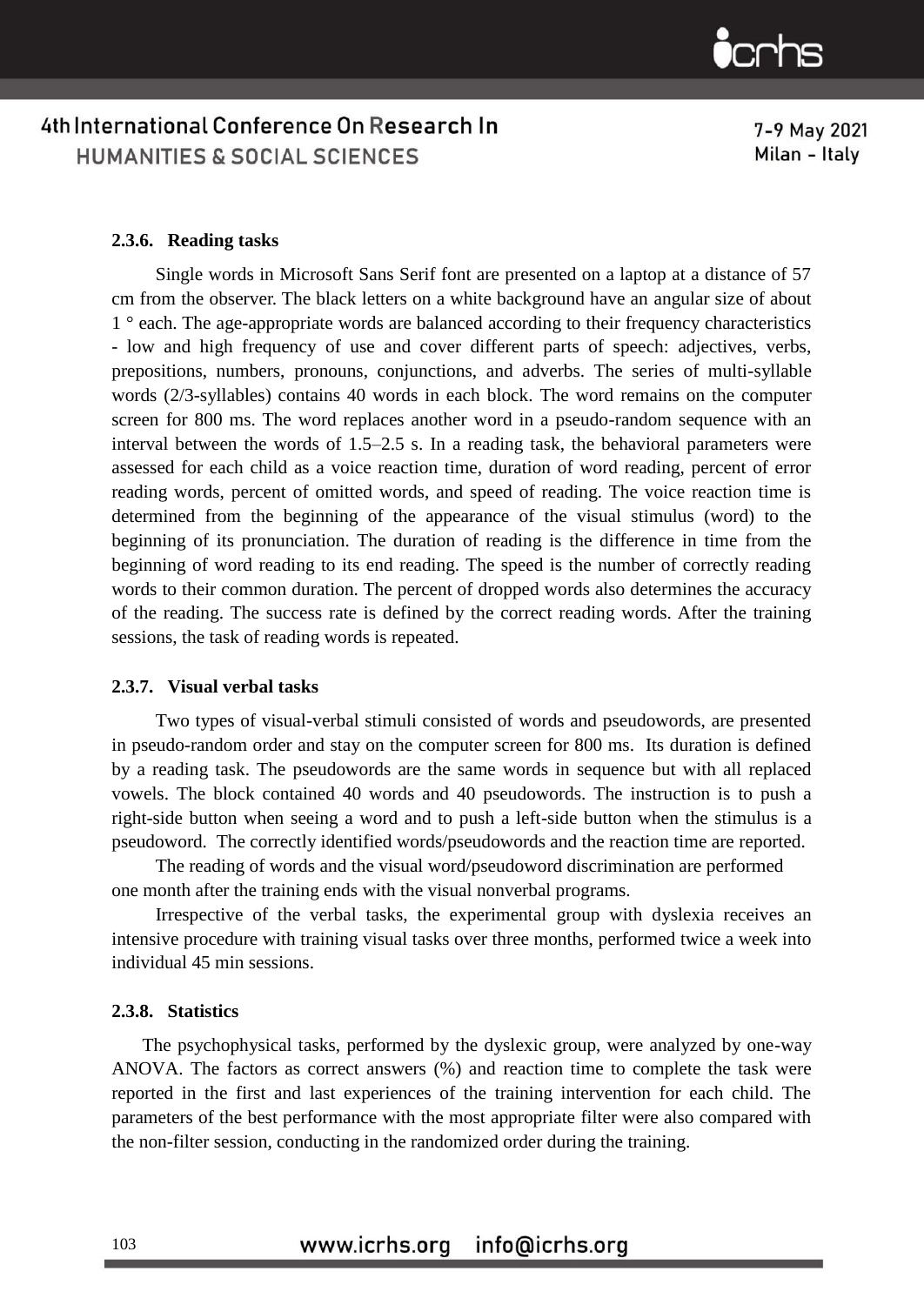### 2.3.6. Reading tasks

Single words in Microsoft Sans Serif font are presented on a laptop at a distance of 57 cm from the observer. The black letters on a white background have an angular size of about 1 ° each. The age-appropriate words are balanced according to their frequency characteristics - low and high frequency of use and cover different parts of speech: adjectives, verbs, prepositions, numbers, pronouns, conjunctions, and adverbs. The series of multi-syllable words (2/3-syllables) contains 40 words in each block. The word remains on the computer screen for 800 ms. The word replaces another word in a pseudo-random sequence with an interval between the words of 1.5–2.5 s. In a reading task, the behavioral parameters were assessed for each child as a voice reaction time, duration of word reading, percent of error reading words, percent of omitted words, and speed of reading. The voice reaction time is determined from the beginning of the appearance of the visual stimulus (word) to the beginning of its pronunciation. The duration of reading is the difference in time from the beginning of word reading to its end reading. The speed is the number of correctly reading words to their common duration. The percent of dropped words also determines the accuracy of the reading. The success rate is defined by the correct reading words. After the training sessions, the task of reading words is repeated.

### 2.3.7. Visual verbal tasks

Two types of visual-verbal stimuli consisted of words and pseudowords, are presented in pseudo-random order and stay on the computer screen for 800 ms. Its duration is defined by a reading task. The pseudowords are the same words in sequence but with all replaced vowels. The block contained 40 words and 40 pseudowords. The instruction is to push a right-side button when seeing a word and to push a left-side button when the stimulus is a pseudoword. The correctly identified words/pseudowords and the reaction time are reported.

The reading of words and the visual word/pseudoword discrimination are performed one month after the training ends with the visual nonverbal programs.

Irrespective of the verbal tasks, the experimental group with dyslexia receives an intensive procedure with training visual tasks over three months, performed twice a week into individual 45 min sessions.

### 2.3.8. Statistics

The psychophysical tasks, performed by the dyslexic group, were analyzed by one-way ANOVA. The factors as correct answers (%) and reaction time to complete the task were reported in the first and last experiences of the training intervention for each child. The parameters of the best performance with the most appropriate filter were also compared with the non-filter session, conducting in the randomized order during the training.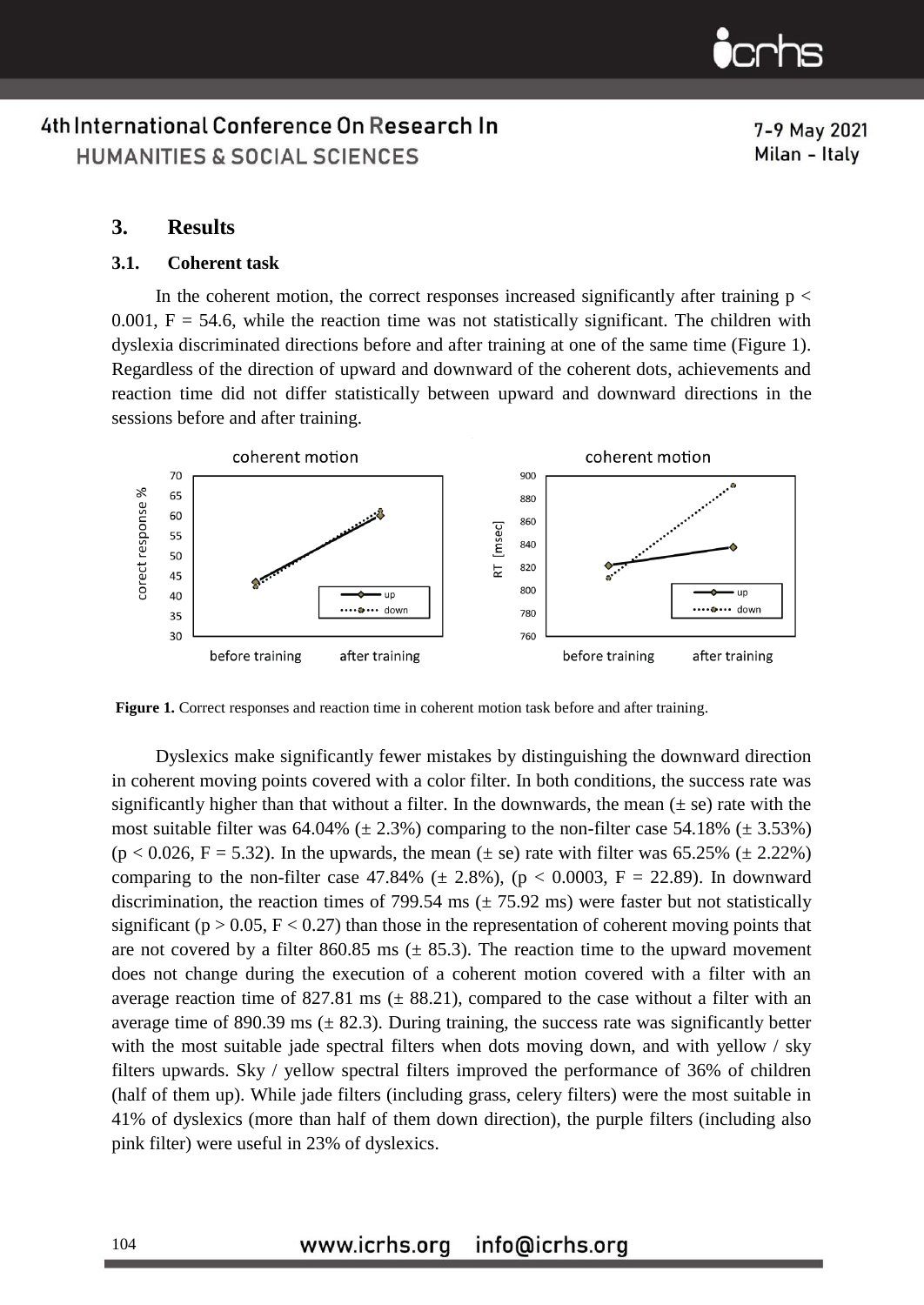## 3. Results

### 3.1. Coherent task

In the coherent motion, the correct responses increased significantly after training $p < 0.001$, $F = 54.6$, while the reaction time was not statistically significant. The children with dyslexia discriminated directions before and after training at one of the same time (Figure 1). Regardless of the direction of upward and downward of the coherent dots, achievements and reaction time did not differ statistically between upward and downward directions in the sessions before and after training.

**Figure 1.** Correct responses and reaction time in coherent motion task before and after training.

Dyslexics make significantly fewer mistakes by distinguishing the downward direction in coherent moving points covered with a color filter. In both conditions, the success rate was significantly higher than that without a filter. In the downwards, the mean (± se) rate with the most suitable filter was 64.04% (± 2.3%) comparing to the non-filter case 54.18% (± 3.53%) ($p < 0.026$, $F = 5.32$). In the upwards, the mean (± se) rate with filter was 65.25% (± 2.22%) comparing to the non-filter case 47.84% (± 2.8%), ($p < 0.0003$, $F = 22.89$). In downward discrimination, the reaction times of 799.54 ms (± 75.92 ms) were faster but not statistically significant ($p > 0.05$, $F < 0.27$) than those in the representation of coherent moving points that are not covered by a filter 860.85 ms (± 85.3). The reaction time to the upward movement does not change during the execution of a coherent motion covered with a filter with an average reaction time of 827.81 ms (± 88.21), compared to the case without a filter with an average time of 890.39 ms (± 82.3). During training, the success rate was significantly better with the most suitable jade spectral filters when dots moving down, and with yellow / sky filters upwards. Sky / yellow spectral filters improved the performance of 36% of children (half of them up). While jade filters (including grass, celery filters) were the most suitable in 41% of dyslexics (more than half of them down direction), the purple filters (including also pink filter) were useful in 23% of dyslexics.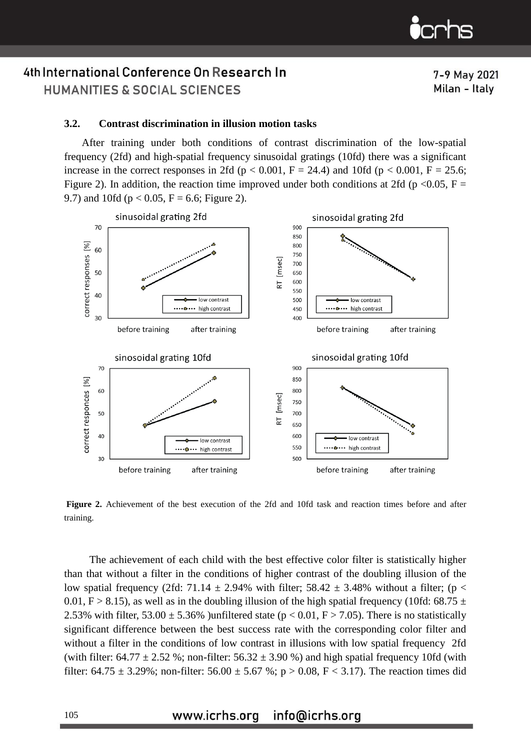### 3.2. Contrast discrimination in illusion motion tasks

After training under both conditions of contrast discrimination of the low-spatial frequency (2fd) and high-spatial frequency sinusoidal gratings (10fd) there was a significant increase in the correct responses in 2fd ($p < 0.001$, $F = 24.4$) and 10fd ($p < 0.001$, $F = 25.6$; Figure 2). In addition, the reaction time improved under both conditions at 2fd ($p < 0.05$, $F = 9.7$) and 10fd ($p < 0.05$, $F = 6.6$; Figure 2).

**Figure 2.** Achievement of the best execution of the 2fd and 10fd task and reaction times before and after training.

The achievement of each child with the best effective color filter is statistically higher than that without a filter in the conditions of higher contrast of the doubling illusion of the low spatial frequency (2fd: 71.14 ± 2.94% with filter; 58.42 ± 3.48% without a filter; ($p < 0.01$, $F > 8.15$), as well as in the doubling illusion of the high spatial frequency (10fd: 68.75 ± 2.53% with filter, 53.00 ± 5.36% )unfiltered state ($p < 0.01$, $F > 7.05$). There is no statistically significant difference between the best success rate with the corresponding color filter and without a filter in the conditions of low contrast in illusions with low spatial frequency 2fd (with filter: 64.77 ± 2.52 %; non-filter: 56.32 ± 3.90 %) and high spatial frequency 10fd (with filter: 64.75 ± 3.29%; non-filter: 56.00 ± 5.67 %; $p > 0.08$, $F < 3.17$). The reaction times did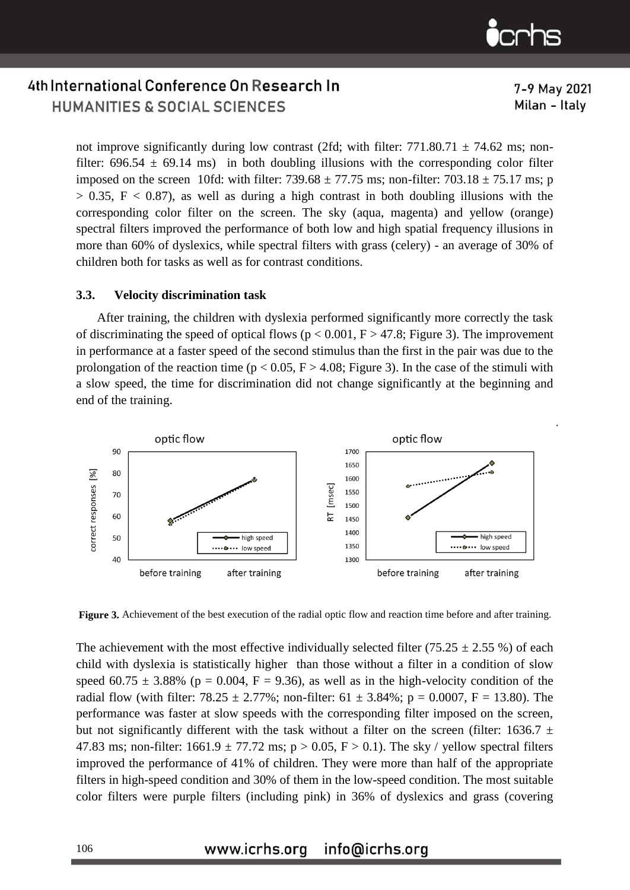not improve significantly during low contrast (2fd; with filter: 771.80.71 ± 74.62 ms; non-filter: 696.54 ± 69.14 ms) in both doubling illusions with the corresponding color filter imposed on the screen 10fd: with filter: 739.68 ± 77.75 ms; non-filter: 703.18 ± 75.17 ms; $p > 0.35$, $F < 0.87$), as well as during a high contrast in both doubling illusions with the corresponding color filter on the screen. The sky (aqua, magenta) and yellow (orange) spectral filters improved the performance of both low and high spatial frequency illusions in more than 60% of dyslexics, while spectral filters with grass (celery) - an average of 30% of children both for tasks as well as for contrast conditions.

### 3.3. Velocity discrimination task

After training, the children with dyslexia performed significantly more correctly the task of discriminating the speed of optical flows ($p < 0.001$, $F > 47.8$; Figure 3). The improvement in performance at a faster speed of the second stimulus than the first in the pair was due to the prolongation of the reaction time ($p < 0.05$, $F > 4.08$; Figure 3). In the case of the stimuli with a slow speed, the time for discrimination did not change significantly at the beginning and end of the training.

**Figure 3.** Achievement of the best execution of the radial optic flow and reaction time before and after training.

The achievement with the most effective individually selected filter (75.25 ± 2.55 %) of each child with dyslexia is statistically higher than those without a filter in a condition of slow speed 60.75 ± 3.88% ($p = 0.004$, $F = 9.36$), as well as in the high-velocity condition of the radial flow (with filter: 78.25 ± 2.77%; non-filter: 61 ± 3.84%; $p = 0.0007$, $F = 13.80$). The performance was faster at slow speeds with the corresponding filter imposed on the screen, but not significantly different with the task without a filter on the screen (filter: 1636.7 ± 47.83 ms; non-filter: 1661.9 ± 77.72 ms; $p > 0.05$, $F > 0.1$). The sky / yellow spectral filters improved the performance of 41% of children. They were more than half of the appropriate filters in high-speed condition and 30% of them in the low-speed condition. The most suitable color filters were purple filters (including pink) in 36% of dyslexics and grass (covering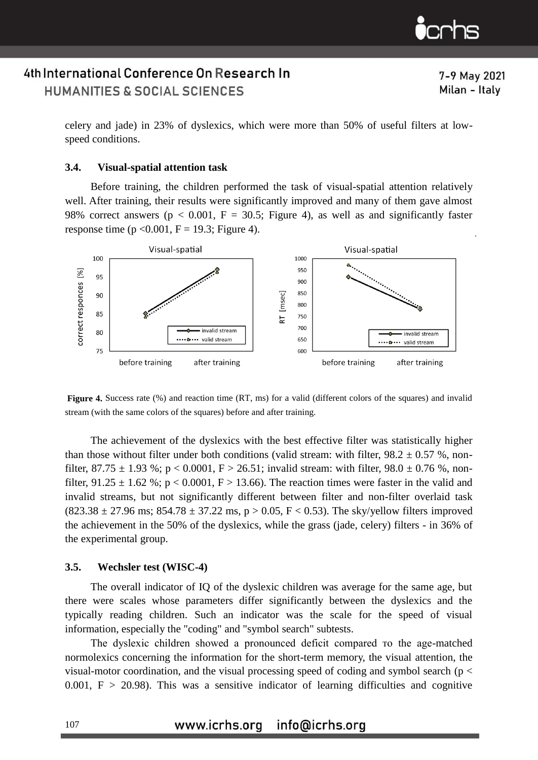celery and jade) in 23% of dyslexics, which were more than 50% of useful filters at low-speed conditions.

### 3.4. Visual-spatial attention task

Before training, the children performed the task of visual-spatial attention relatively well. After training, their results were significantly improved and many of them gave almost 98% correct answers ($p < 0.001$, $F = 30.5$; Figure 4), as well as and significantly faster response time ($p < 0.001$, $F = 19.3$; Figure 4).

**Figure 4.** Success rate (%) and reaction time (RT, ms) for a valid (different colors of the squares) and invalid stream (with the same colors of the squares) before and after training.

The achievement of the dyslexics with the best effective filter was statistically higher than those without filter under both conditions (valid stream: with filter, $98.2 \pm 0.57$ %, non-filter, $87.75 \pm 1.93$ %; $p < 0.0001$, $F > 26.51$; invalid stream: with filter, $98.0 \pm 0.76$ %, non-filter, $91.25 \pm 1.62$ %; $p < 0.0001$, $F > 13.66$). The reaction times were faster in the valid and invalid streams, but not significantly different between filter and non-filter overlaid task ($823.38 \pm 27.96$ ms; $854.78 \pm 37.22$ ms, $p > 0.05$, $F < 0.53$). The sky/yellow filters improved the achievement in the 50% of the dyslexics, while the grass (jade, celery) filters - in 36% of the experimental group.

### 3.5. Wechsler test (WISC-4)

The overall indicator of IQ of the dyslexic children was average for the same age, but there were scales whose parameters differ significantly between the dyslexics and the typically reading children. Such an indicator was the scale for the speed of visual information, especially the "coding" and "symbol search" subtests.

The dyslexic children showed a pronounced deficit compared то the age-matched normolexics concerning the information for the short-term memory, the visual attention, the visual-motor coordination, and the visual processing speed of coding and symbol search ($p < 0.001$, $F > 20.98$). This was a sensitive indicator of learning difficulties and cognitive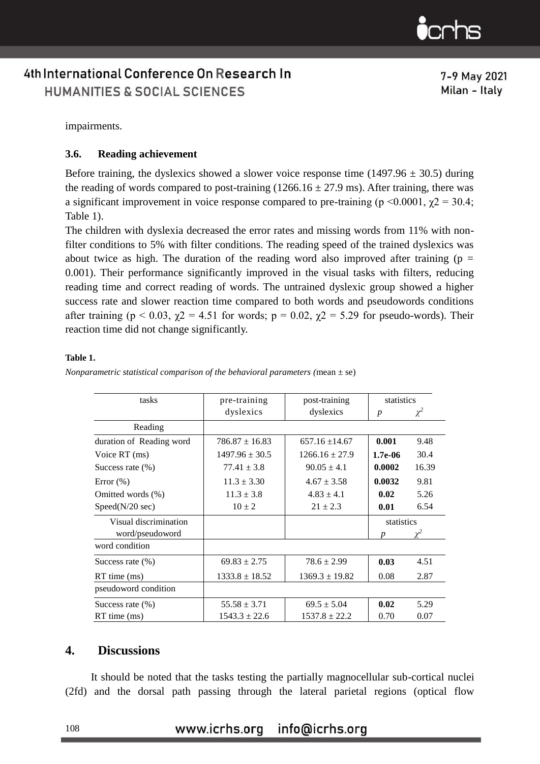impairments.

### 3.6. Reading achievement

Before training, the dyslexics showed a slower voice response time (1497.96 ± 30.5) during the reading of words compared to post-training (1266.16 ± 27.9 ms). After training, there was a significant improvement in voice response compared to pre-training ($p < 0.0001$, $\chi2 = 30.4$; Table 1).

The children with dyslexia decreased the error rates and missing words from 11% with non-filter conditions to 5% with filter conditions. The reading speed of the trained dyslexics was about twice as high. The duration of the reading word also improved after training ($p = 0.001$). Their performance significantly improved in the visual tasks with filters, reducing reading time and correct reading of words. The untrained dyslexic group showed a higher success rate and slower reaction time compared to both words and pseudowords conditions after training ($p < 0.03$, $\chi2 = 4.51$ for words; $p = 0.02$, $\chi2 = 5.29$ for pseudo-words). Their reaction time did not change significantly.

**Table 1.**

*Nonparametric statistical comparison of the behavioral parameters (*mean ± se)

| tasks | pre-training dyslexics | post-training dyslexics | statistics $p$ | $\chi^2$ |
|---|---|---|---|---|
| Reading | | | | |
| duration of Reading word | 786.87 ± 16.83 | 657.16 ±14.67 | **0.001** | 9.48 |
| Voice RT (ms) | 1497.96 ± 30.5 | 1266.16 ± 27.9 | **1.7e-06** | 30.4 |
| Success rate (%) | 77.41 ± 3.8 | 90.05 ± 4.1 | **0.0002** | 16.39 |
| Error (%) | 11.3 ± 3.30 | 4.67 ± 3.58 | **0.0032** | 9.81 |
| Omitted words (%) | 11.3 ± 3.8 | 4.83 ± 4.1 | **0.02** | 5.26 |
| Speed(N/20 sec) | 10 ± 2 | 21 ± 2.3 | **0.01** | 6.54 |
| Visual discrimination word/pseudoword | | | statistics $p$ | $\chi^2$ |
| word condition | | | | |
| Success rate (%) | 69.83 ± 2.75 | 78.6 ± 2.99 | **0.03** | 4.51 |
| RT time (ms) | 1333.8 ± 18.52 | 1369.3 ± 19.82 | 0.08 | 2.87 |
| pseudoword condition | | | | |
| Success rate (%) | 55.58 ± 3.71 | 69.5 ± 5.04 | **0.02** | 5.29 |
| RT time (ms) | 1543.3 ± 22.6 | 1537.8 ± 22.2 | 0.70 | 0.07 |

## 4. Discussions

It should be noted that the tasks testing the partially magnocellular sub-cortical nuclei (2fd) and the dorsal path passing through the lateral parietal regions (optical flow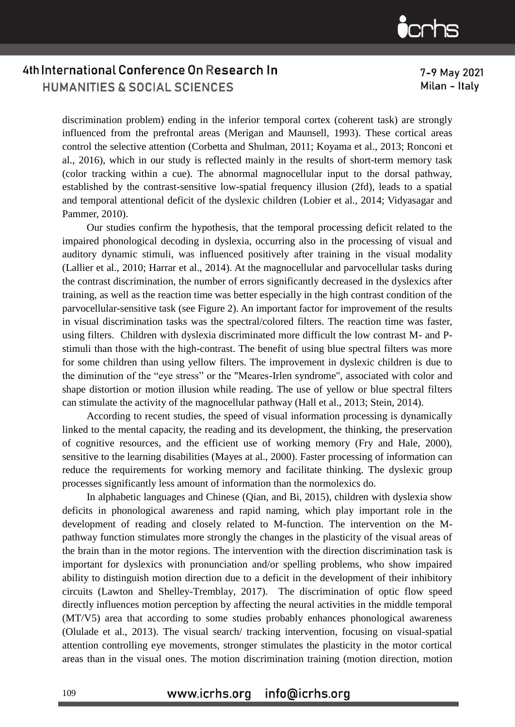discrimination problem) ending in the inferior temporal cortex (coherent task) are strongly influenced from the prefrontal areas (Merigan and Maunsell, 1993). These cortical areas control the selective attention (Corbetta and Shulman, 2011; Koyama et al., 2013; Ronconi et al., 2016), which in our study is reflected mainly in the results of short-term memory task (color tracking within a cue). The abnormal magnocellular input to the dorsal pathway, established by the contrast-sensitive low-spatial frequency illusion (2fd), leads to a spatial and temporal attentional deficit of the dyslexic children (Lobier et al., 2014; Vidyasagar and Pammer, 2010).

Our studies confirm the hypothesis, that the temporal processing deficit related to the impaired phonological decoding in dyslexia, occurring also in the processing of visual and auditory dynamic stimuli, was influenced positively after training in the visual modality (Lallier et al., 2010; Harrar et al., 2014). At the magnocellular and parvocellular tasks during the contrast discrimination, the number of errors significantly decreased in the dyslexics after training, as well as the reaction time was better especially in the high contrast condition of the parvocellular-sensitive task (see Figure 2). An important factor for improvement of the results in visual discrimination tasks was the spectral/colored filters. The reaction time was faster, using filters. Children with dyslexia discriminated more difficult the low contrast M- and P-stimuli than those with the high-contrast. The benefit of using blue spectral filters was more for some children than using yellow filters. The improvement in dyslexic children is due to the diminution of the "eye stress" or the "Meares-Irlen syndrome", associated with color and shape distortion or motion illusion while reading. The use of yellow or blue spectral filters can stimulate the activity of the magnocellular pathway (Hall et al., 2013; Stein, 2014).

According to recent studies, the speed of visual information processing is dynamically linked to the mental capacity, the reading and its development, the thinking, the preservation of cognitive resources, and the efficient use of working memory (Fry and Hale, 2000), sensitive to the learning disabilities (Mayes at al., 2000). Faster processing of information can reduce the requirements for working memory and facilitate thinking. The dyslexic group processes significantly less amount of information than the normolexics do.

In alphabetic languages and Chinese (Qian, and Bi, 2015), children with dyslexia show deficits in phonological awareness and rapid naming, which play important role in the development of reading and closely related to M-function. The intervention on the M-pathway function stimulates more strongly the changes in the plasticity of the visual areas of the brain than in the motor regions. The intervention with the direction discrimination task is important for dyslexics with pronunciation and/or spelling problems, who show impaired ability to distinguish motion direction due to a deficit in the development of their inhibitory circuits (Lawton and Shelley-Tremblay, 2017). The discrimination of optic flow speed directly influences motion perception by affecting the neural activities in the middle temporal (MT/V5) area that according to some studies probably enhances phonological awareness (Olulade et al., 2013). The visual search/ tracking intervention, focusing on visual-spatial attention controlling eye movements, stronger stimulates the plasticity in the motor cortical areas than in the visual ones. The motion discrimination training (motion direction, motion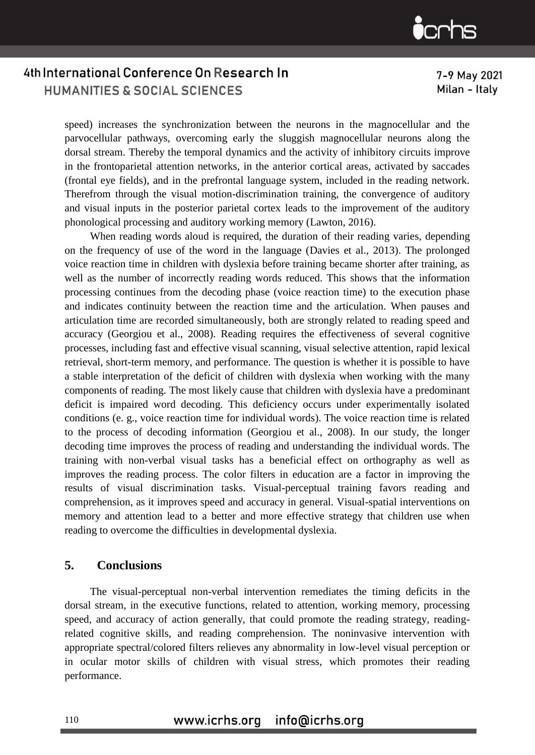speed) increases the synchronization between the neurons in the magnocellular and the parvocellular pathways, overcoming early the sluggish magnocellular neurons along the dorsal stream. Thereby the temporal dynamics and the activity of inhibitory circuits improve in the frontoparietal attention networks, in the anterior cortical areas, activated by saccades (frontal eye fields), and in the prefrontal language system, included in the reading network. Therefrom through the visual motion-discrimination training, the convergence of auditory and visual inputs in the posterior parietal cortex leads to the improvement of the auditory phonological processing and auditory working memory (Lawton, 2016).

When reading words aloud is required, the duration of their reading varies, depending on the frequency of use of the word in the language (Davies et al., 2013). The prolonged voice reaction time in children with dyslexia before training became shorter after training, as well as the number of incorrectly reading words reduced. This shows that the information processing continues from the decoding phase (voice reaction time) to the execution phase and indicates continuity between the reaction time and the articulation. When pauses and articulation time are recorded simultaneously, both are strongly related to reading speed and accuracy (Georgiou et al., 2008). Reading requires the effectiveness of several cognitive processes, including fast and effective visual scanning, visual selective attention, rapid lexical retrieval, short-term memory, and performance. The question is whether it is possible to have a stable interpretation of the deficit of children with dyslexia when working with the many components of reading. The most likely cause that children with dyslexia have a predominant deficit is impaired word decoding. This deficiency occurs under experimentally isolated conditions (e. g., voice reaction time for individual words). The voice reaction time is related to the process of decoding information (Georgiou et al., 2008). In our study, the longer decoding time improves the process of reading and understanding the individual words. The training with non-verbal visual tasks has a beneficial effect on orthography as well as improves the reading process. The color filters in education are a factor in improving the results of visual discrimination tasks. Visual-perceptual training favors reading and comprehension, as it improves speed and accuracy in general. Visual-spatial interventions on memory and attention lead to a better and more effective strategy that children use when reading to overcome the difficulties in developmental dyslexia.

## 5. Conclusions

The visual-perceptual non-verbal intervention remediates the timing deficits in the dorsal stream, in the executive functions, related to attention, working memory, processing speed, and accuracy of action generally, that could promote the reading strategy, reading-related cognitive skills, and reading comprehension. The noninvasive intervention with appropriate spectral/colored filters relieves any abnormality in low-level visual perception or in ocular motor skills of children with visual stress, which promotes their reading performance.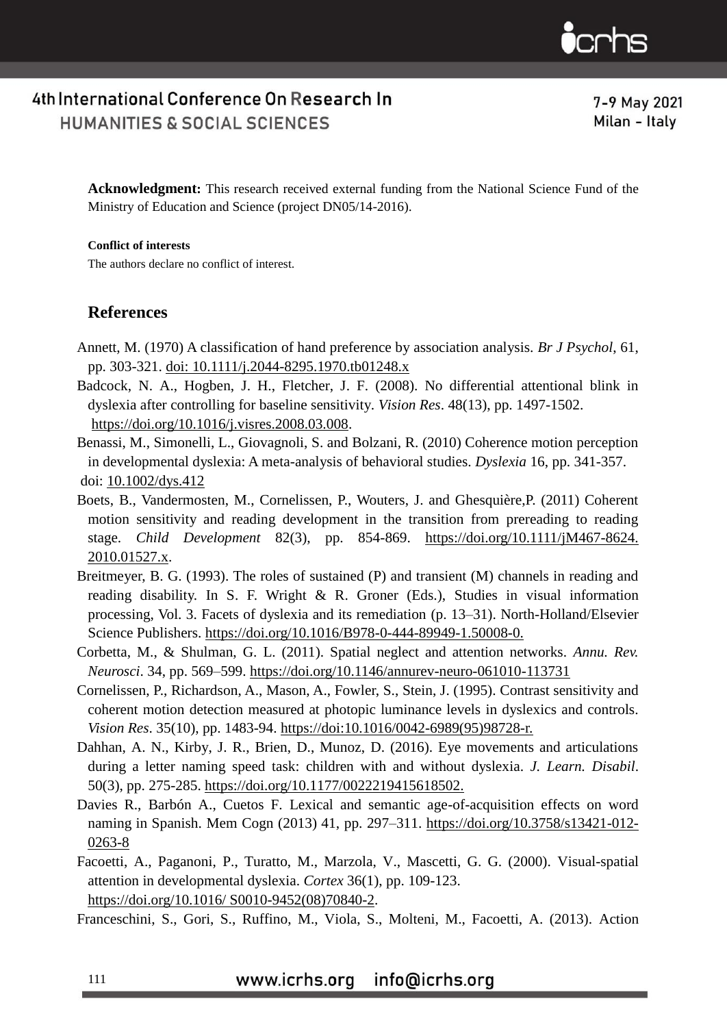**Acknowledgment:** This research received external funding from the National Science Fund of the Ministry of Education and Science (project DN05/14-2016).

**Conflict of interests**

The authors declare no conflict of interest.

## References

Annett, M. (1970) A classification of hand preference by association analysis. *Br J Psychol*, 61, pp. 303-321. doi: 10.1111/j.2044-8295.1970.tb01248.x

Badcock, N. A., Hogben, J. H., Fletcher, J. F. (2008). No differential attentional blink in dyslexia after controlling for baseline sensitivity. *Vision Res*. 48(13), pp. 1497-1502. https://doi.org/10.1016/j.visres.2008.03.008.

Benassi, M., Simonelli, L., Giovagnoli, S. and Bolzani, R. (2010) Coherence motion perception in developmental dyslexia: A meta-analysis of behavioral studies. *Dyslexia* 16, pp. 341-357. doi: 10.1002/dys.412

Boets, B., Vandermosten, M., Cornelissen, P., Wouters, J. and Ghesquière,P. (2011) Coherent motion sensitivity and reading development in the transition from prereading to reading stage. *Child Development* 82(3), pp. 854-869. https://doi.org/10.1111/jM467-8624.2010.01527.x.

Breitmeyer, B. G. (1993). The roles of sustained (P) and transient (M) channels in reading and reading disability. In S. F. Wright & R. Groner (Eds.), Studies in visual information processing, Vol. 3. Facets of dyslexia and its remediation (p. 13–31). North-Holland/Elsevier Science Publishers. https://doi.org/10.1016/B978-0-444-89949-1.50008-0.

Corbetta, M., & Shulman, G. L. (2011). Spatial neglect and attention networks. *Annu. Rev. Neurosci*. 34, pp. 569–599. https://doi.org/10.1146/annurev-neuro-061010-113731

Cornelissen, P., Richardson, A., Mason, A., Fowler, S., Stein, J. (1995). Contrast sensitivity and coherent motion detection measured at photopic luminance levels in dyslexics and controls. *Vision Res*. 35(10), pp. 1483-94. https://doi:10.1016/0042-6989(95)98728-r.

Dahhan, A. N., Kirby, J. R., Brien, D., Munoz, D. (2016). Eye movements and articulations during a letter naming speed task: children with and without dyslexia. *J. Learn. Disabil*. 50(3), pp. 275-285. https://doi.org/10.1177/0022219415618502.

Davies R., Barbón A., Cuetos F. Lexical and semantic age-of-acquisition effects on word naming in Spanish. Mem Cogn (2013) 41, pp. 297–311. https://doi.org/10.3758/s13421-012-0263-8

Facoetti, A., Paganoni, P., Turatto, M., Marzola, V., Mascetti, G. G. (2000). Visual-spatial attention in developmental dyslexia. *Cortex* 36(1), pp. 109-123. https://doi.org/10.1016/ S0010-9452(08)70840-2.

Franceschini, S., Gori, S., Ruffino, M., Viola, S., Molteni, M., Facoetti, A. (2013). Action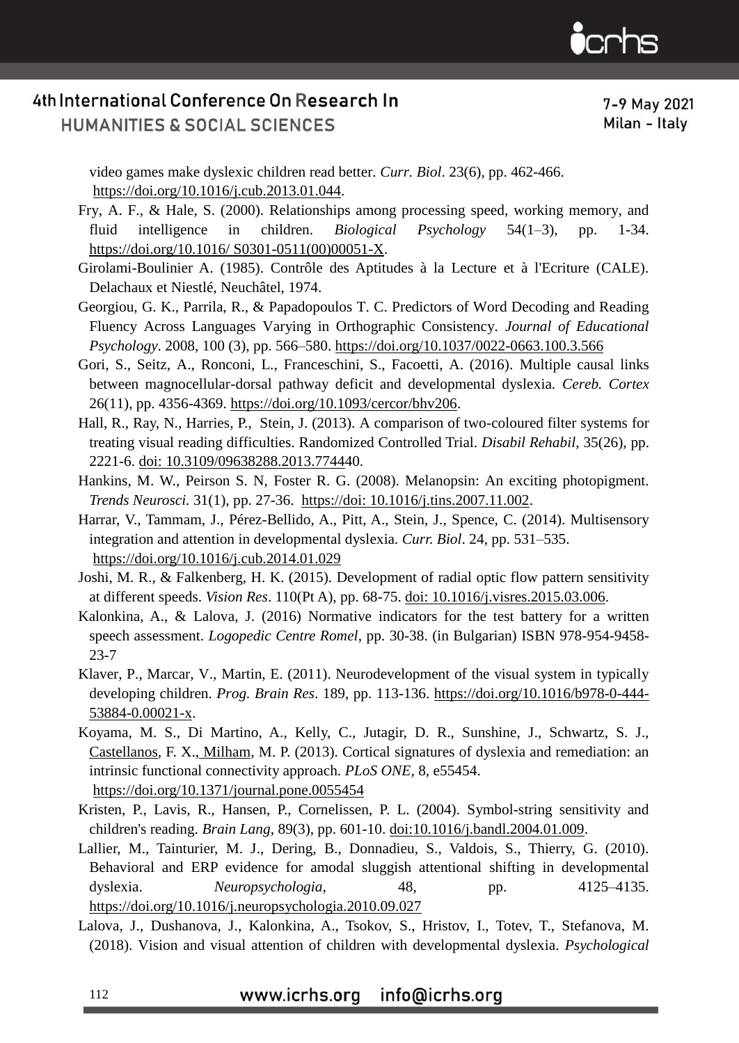video games make dyslexic children read better. *Curr. Biol*. 23(6), pp. 462-466. https://doi.org/10.1016/j.cub.2013.01.044.

Fry, A. F., & Hale, S. (2000). Relationships among processing speed, working memory, and fluid intelligence in children. *Biological Psychology* 54(1–3), pp. 1-34. https://doi.org/10.1016/ S0301-0511(00)00051-X.

Girolami-Boulinier A. (1985). Contrôle des Aptitudes à la Lecture et à l'Ecriture (CALE). Delachaux et Niestlé, Neuchâtel, 1974.

Georgiou, G. K., Parrila, R., & Papadopoulos T. C. Predictors of Word Decoding and Reading Fluency Across Languages Varying in Orthographic Consistency. *Journal of Educational Psychology*. 2008, 100 (3), pp. 566–580. https://doi.org/10.1037/0022-0663.100.3.566

Gori, S., Seitz, A., Ronconi, L., Franceschini, S., Facoetti, A. (2016). Multiple causal links between magnocellular-dorsal pathway deficit and developmental dyslexia. *Cereb. Cortex* 26(11), pp. 4356-4369. https://doi.org/10.1093/cercor/bhv206.

Hall, R., Ray, N., Harries, P., Stein, J. (2013). A comparison of two-coloured filter systems for treating visual reading difficulties. Randomized Controlled Trial. *Disabil Rehabil*, 35(26), pp. 2221-6. doi: 10.3109/09638288.2013.774440.

Hankins, M. W., Peirson S. N, Foster R. G. (2008). Melanopsin: An exciting photopigment. *Trends Neurosci.* 31(1), pp. 27-36. https://doi: 10.1016/j.tins.2007.11.002.

Harrar, V., Tammam, J., Pérez-Bellido, A., Pitt, A., Stein, J., Spence, C. (2014). Multisensory integration and attention in developmental dyslexia. *Curr. Biol*. 24, pp. 531–535. https://doi.org/10.1016/j.cub.2014.01.029

Joshi, M. R., & Falkenberg, H. K. (2015). Development of radial optic flow pattern sensitivity at different speeds. *Vision Res*. 110(Pt A), pp. 68-75. doi: 10.1016/j.visres.2015.03.006.

Kalonkina, A., & Lalova, J. (2016) Normative indicators for the test battery for a written speech assessment. *Logopedic Centre Romel*, pp. 30-38. (in Bulgarian) ISBN 978-954-9458-23-7

Klaver, P., Marcar, V., Martin, E. (2011). Neurodevelopment of the visual system in typically developing children. *Prog. Brain Res*. 189, pp. 113-136. https://doi.org/10.1016/b978-0-444-53884-0.00021-x.

Koyama, M. S., Di Martino, A., Kelly, C., Jutagir, D. R., Sunshine, J., Schwartz, S. J., Castellanos, F. X., Milham, M. P. (2013). Cortical signatures of dyslexia and remediation: an intrinsic functional connectivity approach. *PLoS ONE*, 8, e55454. https://doi.org/10.1371/journal.pone.0055454

Kristen, P., Lavis, R., Hansen, P., Cornelissen, P. L. (2004). Symbol-string sensitivity and children's reading. *Brain Lang*, 89(3), pp. 601-10. doi:10.1016/j.bandl.2004.01.009.

Lallier, M., Tainturier, M. J., Dering, B., Donnadieu, S., Valdois, S., Thierry, G. (2010). Behavioral and ERP evidence for amodal sluggish attentional shifting in developmental dyslexia. *Neuropsychologia*, 48, pp. 4125–4135. https://doi.org/10.1016/j.neuropsychologia.2010.09.027

Lalova, J., Dushanova, J., Kalonkina, A., Tsokov, S., Hristov, I., Totev, T., Stefanova, M. (2018). Vision and visual attention of children with developmental dyslexia. *Psychological*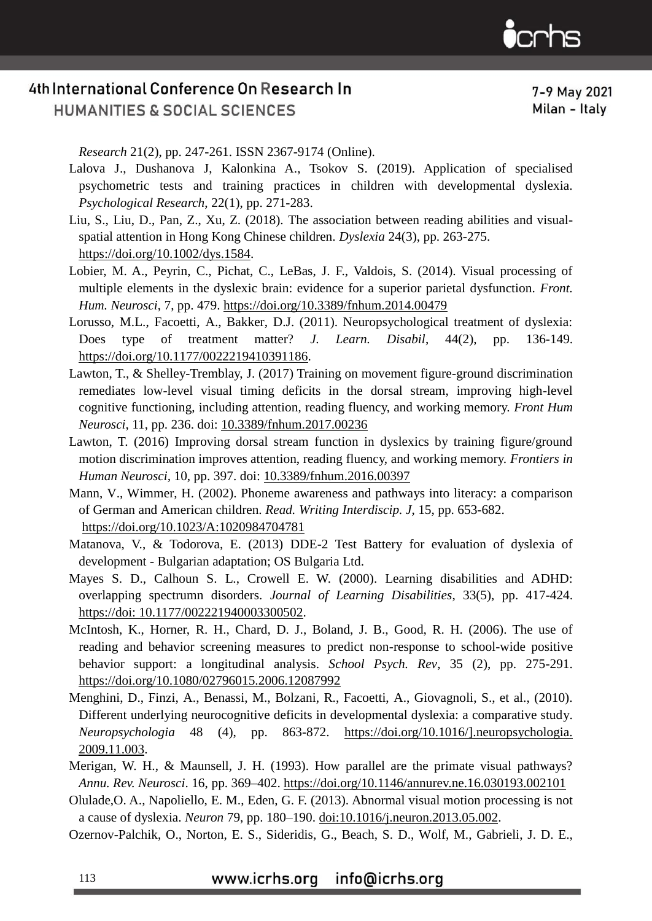*Research* 21(2), pp. 247-261. ISSN 2367-9174 (Online).

Lalova J., Dushanova J, Kalonkina A., Tsokov S. (2019). Application of specialised psychometric tests and training practices in children with developmental dyslexia. *Psychological Research*, 22(1), pp. 271-283.

Liu, S., Liu, D., Pan, Z., Xu, Z. (2018). The association between reading abilities and visual-spatial attention in Hong Kong Chinese children. *Dyslexia* 24(3), pp. 263-275. https://doi.org/10.1002/dys.1584.

Lobier, M. A., Peyrin, C., Pichat, C., LeBas, J. F., Valdois, S. (2014). Visual processing of multiple elements in the dyslexic brain: evidence for a superior parietal dysfunction. *Front. Hum. Neurosci*, 7, pp. 479. https://doi.org/10.3389/fnhum.2014.00479

Lorusso, M.L., Facoetti, A., Bakker, D.J. (2011). Neuropsychological treatment of dyslexia: Does type of treatment matter? *J. Learn. Disabil*, 44(2), pp. 136-149. https://doi.org/10.1177/0022219410391186.

Lawton, T., & Shelley-Tremblay, J. (2017) Training on movement figure-ground discrimination remediates low-level visual timing deficits in the dorsal stream, improving high-level cognitive functioning, including attention, reading fluency, and working memory. *Front Hum Neurosci*, 11, pp. 236. doi: 10.3389/fnhum.2017.00236

Lawton, T. (2016) Improving dorsal stream function in dyslexics by training figure/ground motion discrimination improves attention, reading fluency, and working memory. *Frontiers in Human Neurosci*, 10, pp. 397. doi: 10.3389/fnhum.2016.00397

Mann, V., Wimmer, H. (2002). Phoneme awareness and pathways into literacy: a comparison of German and American children. *Read. Writing Interdiscip. J*, 15, pp. 653-682. https://doi.org/10.1023/A:1020984704781

Matanova, V., & Todorova, E. (2013) DDE-2 Test Battery for evaluation of dyslexia of development - Bulgarian adaptation; OS Bulgaria Ltd.

Mayes S. D., Calhoun S. L., Crowell E. W. (2000). Learning disabilities and ADHD: overlapping spectrumn disorders. *Journal of Learning Disabilities*, 33(5), pp. 417-424. https://doi: 10.1177/002221940003300502.

McIntosh, K., Horner, R. H., Chard, D. J., Boland, J. B., Good, R. H. (2006). The use of reading and behavior screening measures to predict non-response to school-wide positive behavior support: a longitudinal analysis. *School Psych. Rev*, 35 (2), pp. 275-291. https://doi.org/10.1080/02796015.2006.12087992

Menghini, D., Finzi, A., Benassi, M., Bolzani, R., Facoetti, A., Giovagnoli, S., et al., (2010). Different underlying neurocognitive deficits in developmental dyslexia: a comparative study. *Neuropsychologia* 48 (4), pp. 863-872. https://doi.org/10.1016/].neuropsychologia.2009.11.003.

Merigan, W. H., & Maunsell, J. H. (1993). How parallel are the primate visual pathways? *Annu. Rev. Neurosci*. 16, pp. 369–402. https://doi.org/10.1146/annurev.ne.16.030193.002101

Olulade,O. A., Napoliello, E. M., Eden, G. F. (2013). Abnormal visual motion processing is not a cause of dyslexia. *Neuron* 79, pp. 180–190. doi:10.1016/j.neuron.2013.05.002.

Ozernov-Palchik, O., Norton, E. S., Sideridis, G., Beach, S. D., Wolf, M., Gabrieli, J. D. E.,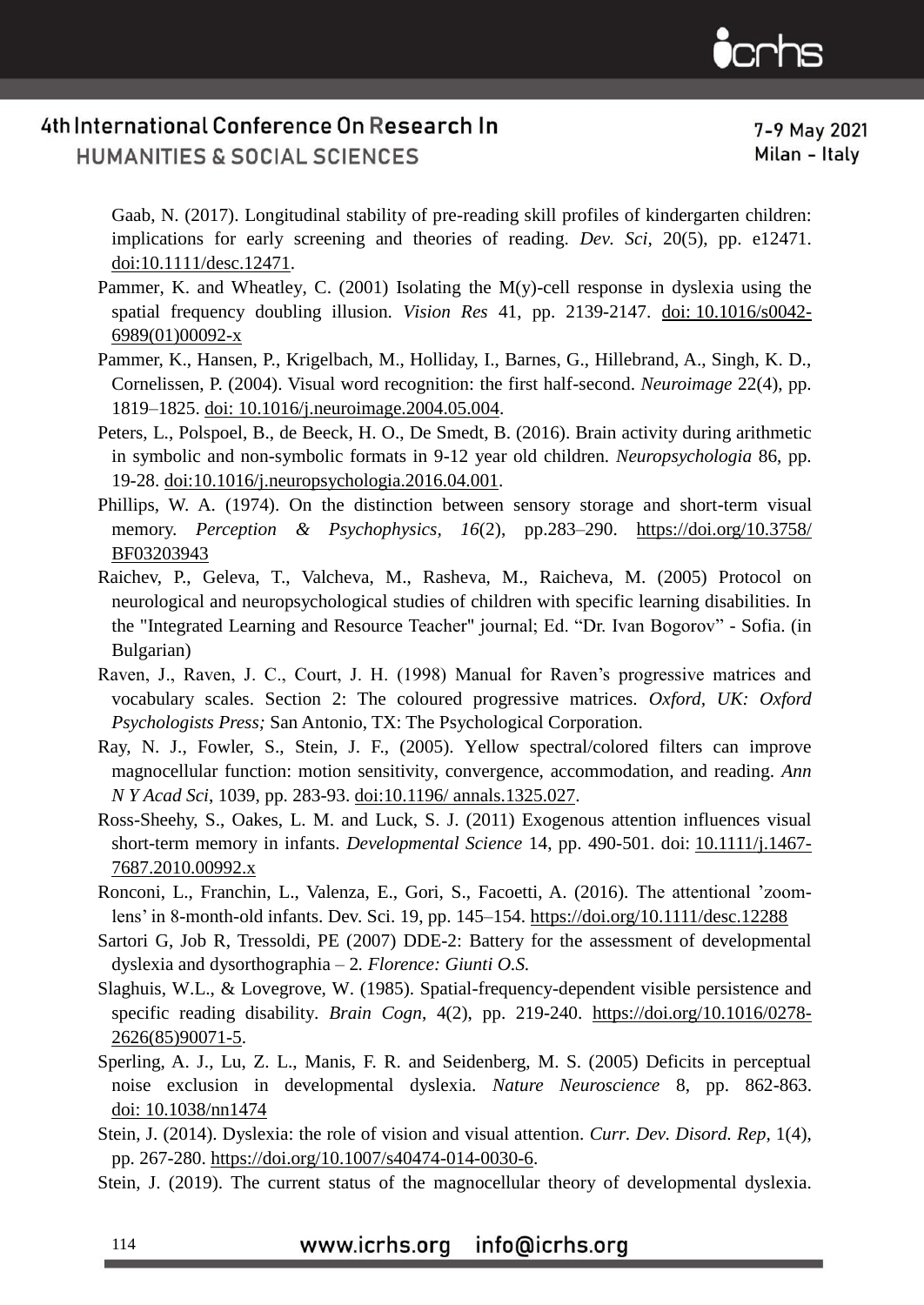Gaab, N. (2017). Longitudinal stability of pre-reading skill profiles of kindergarten children: implications for early screening and theories of reading. *Dev. Sci*, 20(5), pp. e12471. doi:10.1111/desc.12471.

Pammer, K. and Wheatley, C. (2001) Isolating the M(y)-cell response in dyslexia using the spatial frequency doubling illusion. *Vision Res* 41, pp. 2139-2147. doi: 10.1016/s0042-6989(01)00092-x

Pammer, K., Hansen, P., Krigelbach, M., Holliday, I., Barnes, G., Hillebrand, A., Singh, K. D., Cornelissen, P. (2004). Visual word recognition: the first half-second. *Neuroimage* 22(4), pp. 1819–1825. doi: 10.1016/j.neuroimage.2004.05.004.

Peters, L., Polspoel, B., de Beeck, H. O., De Smedt, B. (2016). Brain activity during arithmetic in symbolic and non-symbolic formats in 9-12 year old children. *Neuropsychologia* 86, pp. 19-28. doi:10.1016/j.neuropsychologia.2016.04.001.

Phillips, W. A. (1974). On the distinction between sensory storage and short-term visual memory. *Perception & Psychophysics, 16*(2), pp.283–290. https://doi.org/10.3758/BF03203943

Raichev, P., Geleva, T., Valcheva, M., Rasheva, M., Raicheva, M. (2005) Protocol on neurological and neuropsychological studies of children with specific learning disabilities. In the "Integrated Learning and Resource Teacher" journal; Ed. "Dr. Ivan Bogorov" - Sofia. (in Bulgarian)

Raven, J., Raven, J. C., Court, J. H. (1998) Manual for Raven's progressive matrices and vocabulary scales. Section 2: The coloured progressive matrices. *Oxford, UK: Oxford Psychologists Press;* San Antonio, TX: The Psychological Corporation.

Ray, N. J., Fowler, S., Stein, J. F., (2005). Yellow spectral/colored filters can improve magnocellular function: motion sensitivity, convergence, accommodation, and reading. *Ann N Y Acad Sci*, 1039, pp. 283-93. doi:10.1196/ annals.1325.027.

Ross-Sheehy, S., Oakes, L. M. and Luck, S. J. (2011) Exogenous attention influences visual short-term memory in infants. *Developmental Science* 14, pp. 490-501. doi: 10.1111/j.1467-7687.2010.00992.x

Ronconi, L., Franchin, L., Valenza, E., Gori, S., Facoetti, A. (2016). The attentional 'zoom-lens' in 8-month-old infants. Dev. Sci. 19, pp. 145–154. https://doi.org/10.1111/desc.12288

Sartori G, Job R, Tressoldi, PE (2007) DDE-2: Battery for the assessment of developmental dyslexia and dysorthographia – 2*. Florence: Giunti O.S.*

Slaghuis, W.L., & Lovegrove, W. (1985). Spatial-frequency-dependent visible persistence and specific reading disability. *Brain Cogn*, 4(2), pp. 219-240. https://doi.org/10.1016/0278-2626(85)90071-5.

Sperling, A. J., Lu, Z. L., Manis, F. R. and Seidenberg, M. S. (2005) Deficits in perceptual noise exclusion in developmental dyslexia. *Nature Neuroscience* 8, pp. 862-863. doi: 10.1038/nn1474

Stein, J. (2014). Dyslexia: the role of vision and visual attention. *Curr. Dev. Disord. Rep*, 1(4), pp. 267-280. https://doi.org/10.1007/s40474-014-0030-6.

Stein, J. (2019). The current status of the magnocellular theory of developmental dyslexia.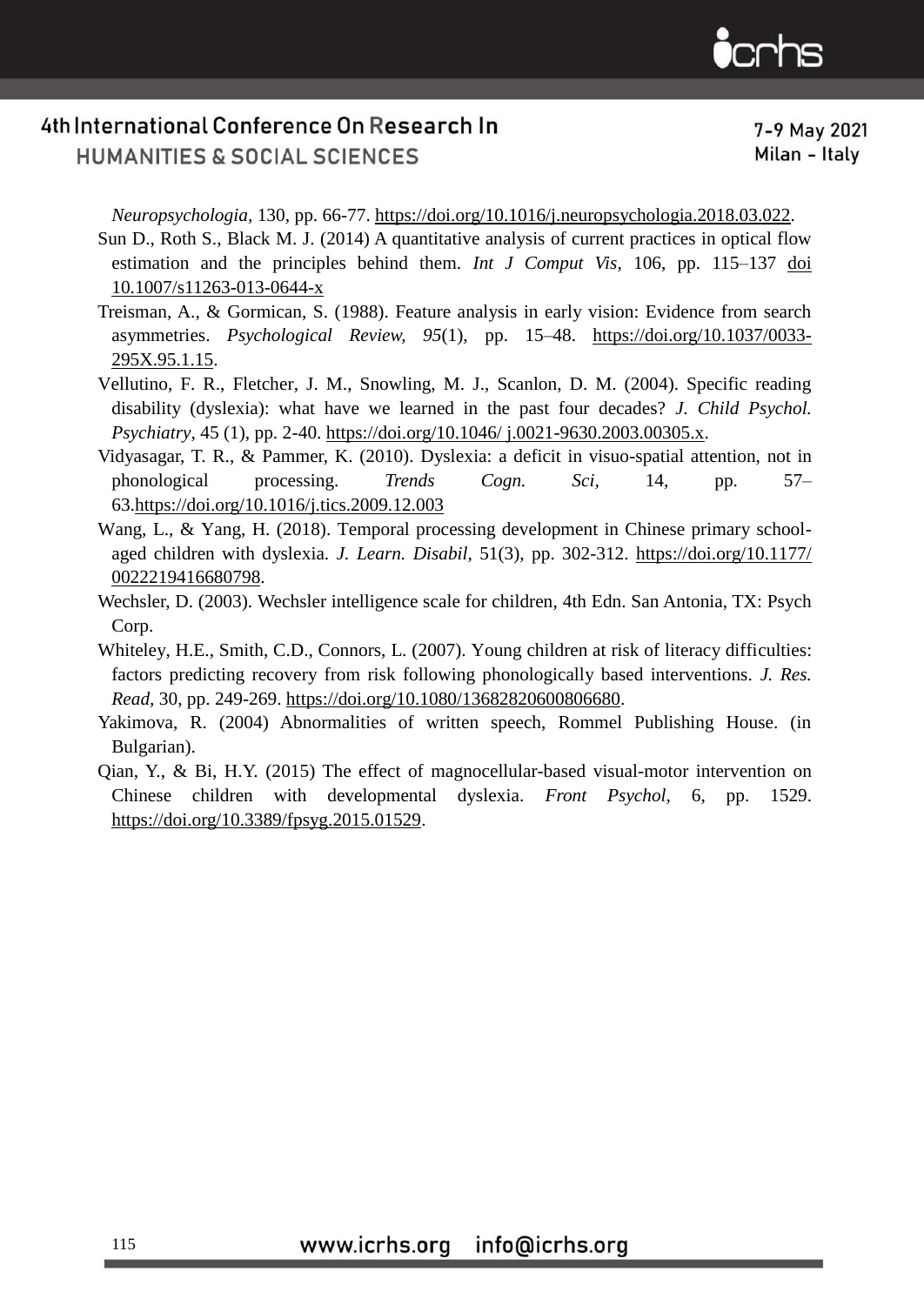*Neuropsychologia*, 130, pp. 66-77. https://doi.org/10.1016/j.neuropsychologia.2018.03.022.

Sun D., Roth S., Black M. J. (2014) A quantitative analysis of current practices in optical flow estimation and the principles behind them. *Int J Comput Vis*, 106, pp. 115–137 doi 10.1007/s11263-013-0644-x

Treisman, A., & Gormican, S. (1988). Feature analysis in early vision: Evidence from search asymmetries. *Psychological Review, 95*(1), pp. 15–48. https://doi.org/10.1037/0033-295X.95.1.15.

Vellutino, F. R., Fletcher, J. M., Snowling, M. J., Scanlon, D. M. (2004). Specific reading disability (dyslexia): what have we learned in the past four decades? *J. Child Psychol. Psychiatry*, 45 (1), pp. 2-40. https://doi.org/10.1046/ j.0021-9630.2003.00305.x.

Vidyasagar, T. R., & Pammer, K. (2010). Dyslexia: a deficit in visuo-spatial attention, not in phonological processing. *Trends Cogn. Sci*, 14, pp. 57–63.https://doi.org/10.1016/j.tics.2009.12.003

Wang, L., & Yang, H. (2018). Temporal processing development in Chinese primary school-aged children with dyslexia. *J. Learn. Disabil*, 51(3), pp. 302-312. https://doi.org/10.1177/ 0022219416680798.

Wechsler, D. (2003). Wechsler intelligence scale for children, 4th Edn. San Antonia, TX: Psych Corp.

Whiteley, H.E., Smith, C.D., Connors, L. (2007). Young children at risk of literacy difficulties: factors predicting recovery from risk following phonologically based interventions. *J. Res. Read*, 30, pp. 249-269. https://doi.org/10.1080/13682820600806680.

Yakimova, R. (2004) Abnormalities of written speech, Rommel Publishing House. (in Bulgarian).

Qian, Y., & Bi, H.Y. (2015) The effect of magnocellular-based visual-motor intervention on Chinese children with developmental dyslexia. *Front Psychol*, 6, pp. 1529. https://doi.org/10.3389/fpsyg.2015.01529.